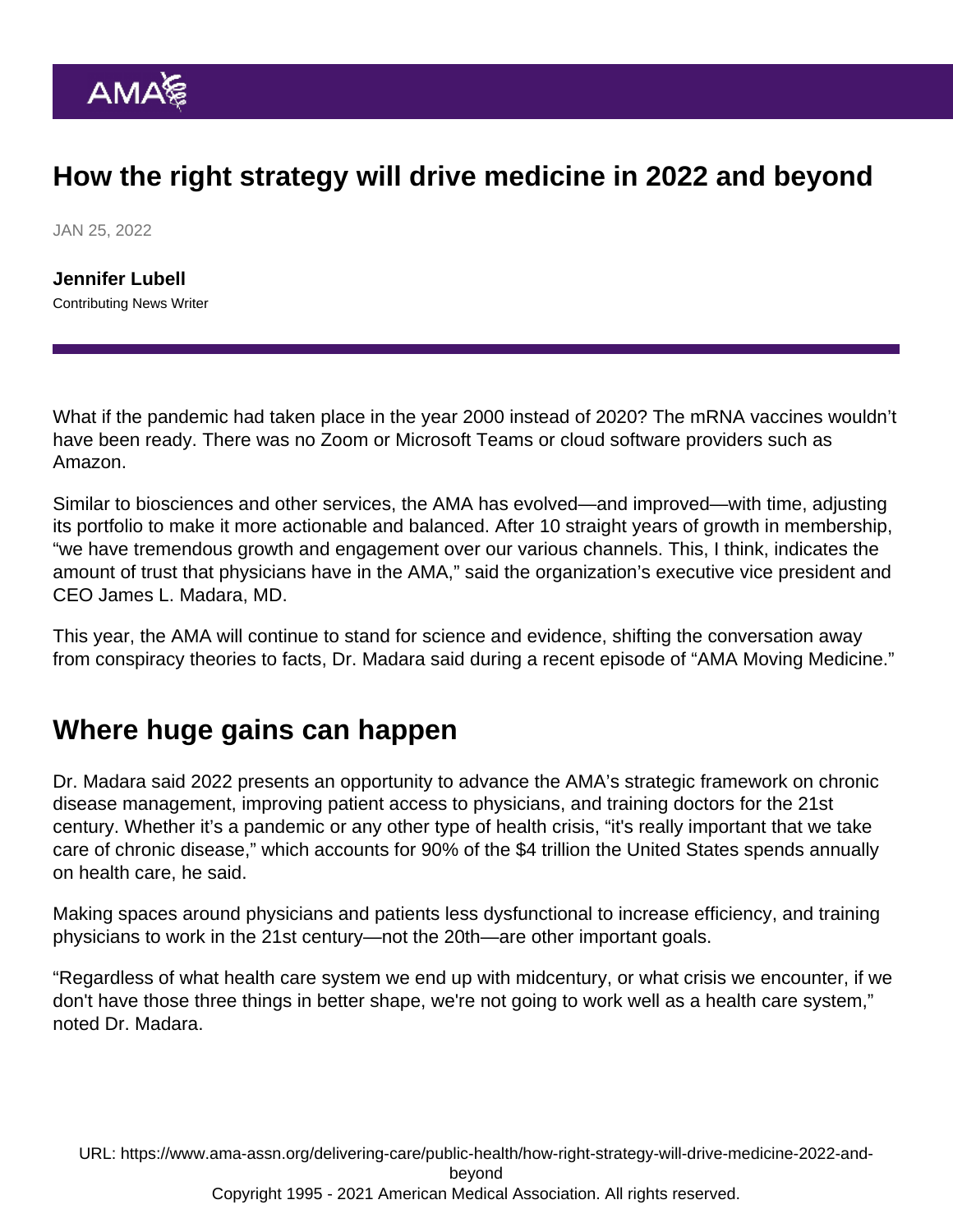# How the right strategy will drive medicine in 2022 and beyond

JAN 25, 2022

**Jennifer Lubell**
Contributing News Writer

What if the pandemic had taken place in the year 2000 instead of 2020? The mRNA vaccines wouldn't have been ready. There was no Zoom or Microsoft Teams or cloud software providers such as Amazon.

Similar to biosciences and other services, the AMA has evolved—and improved—with time, adjusting its portfolio to make it more actionable and balanced. After 10 straight years of growth in membership, "we have tremendous growth and engagement over our various channels. This, I think, indicates the amount of trust that physicians have in the AMA," said the organization's executive vice president and CEO James L. Madara, MD.

This year, the AMA will continue to stand for science and evidence, shifting the conversation away from conspiracy theories to facts, Dr. Madara said during a recent episode of "AMA Moving Medicine."

## Where huge gains can happen

Dr. Madara said 2022 presents an opportunity to advance the AMA's strategic framework on chronic disease management, improving patient access to physicians, and training doctors for the 21st century. Whether it's a pandemic or any other type of health crisis, "it's really important that we take care of chronic disease," which accounts for 90% of the $4 trillion the United States spends annually on health care, he said.

Making spaces around physicians and patients less dysfunctional to increase efficiency, and training physicians to work in the 21st century—not the 20th—are other important goals.

"Regardless of what health care system we end up with midcentury, or what crisis we encounter, if we don't have those three things in better shape, we're not going to work well as a health care system," noted Dr. Madara.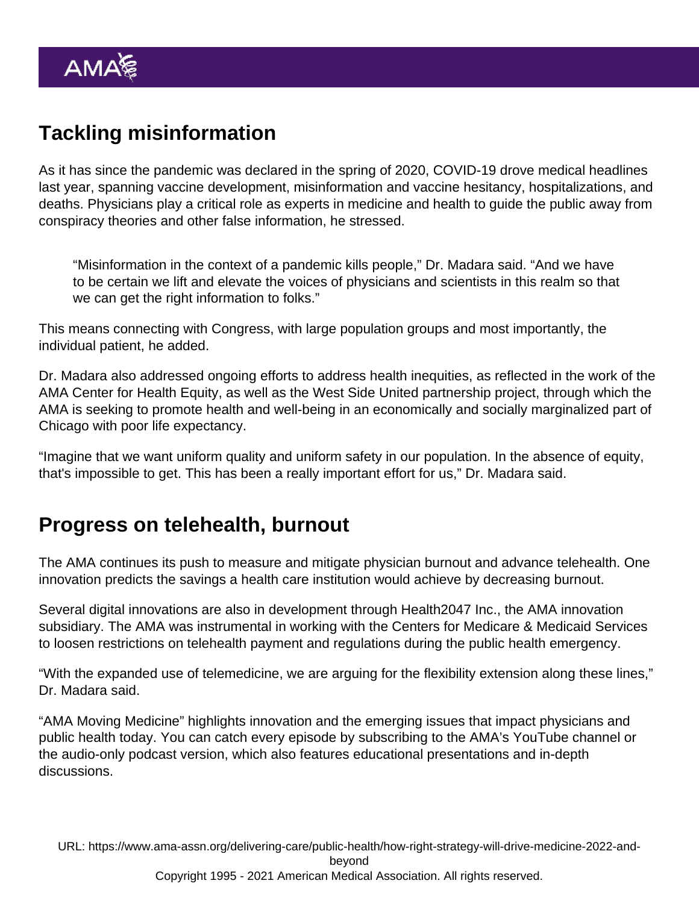## Tackling misinformation

As it has since the pandemic was declared in the spring of 2020, COVID-19 drove medical headlines last year, spanning vaccine development, misinformation and vaccine hesitancy, hospitalizations, and deaths. Physicians play a critical role as experts in medicine and health to guide the public away from conspiracy theories and other false information, he stressed.

> “Misinformation in the context of a pandemic kills people,” Dr. Madara said. “And we have to be certain we lift and elevate the voices of physicians and scientists in this realm so that we can get the right information to folks.”

This means connecting with Congress, with large population groups and most importantly, the individual patient, he added.

Dr. Madara also addressed ongoing efforts to address health inequities, as reflected in the work of the AMA Center for Health Equity, as well as the West Side United partnership project, through which the AMA is seeking to promote health and well-being in an economically and socially marginalized part of Chicago with poor life expectancy.

“Imagine that we want uniform quality and uniform safety in our population. In the absence of equity, that's impossible to get. This has been a really important effort for us,” Dr. Madara said.

## Progress on telehealth, burnout

The AMA continues its push to measure and mitigate physician burnout and advance telehealth. One innovation predicts the savings a health care institution would achieve by decreasing burnout.

Several digital innovations are also in development through Health2047 Inc., the AMA innovation subsidiary. The AMA was instrumental in working with the Centers for Medicare & Medicaid Services to loosen restrictions on telehealth payment and regulations during the public health emergency.

“With the expanded use of telemedicine, we are arguing for the flexibility extension along these lines,” Dr. Madara said.

“AMA Moving Medicine” highlights innovation and the emerging issues that impact physicians and public health today. You can catch every episode by subscribing to the AMA’s YouTube channel or the audio-only podcast version, which also features educational presentations and in-depth discussions.